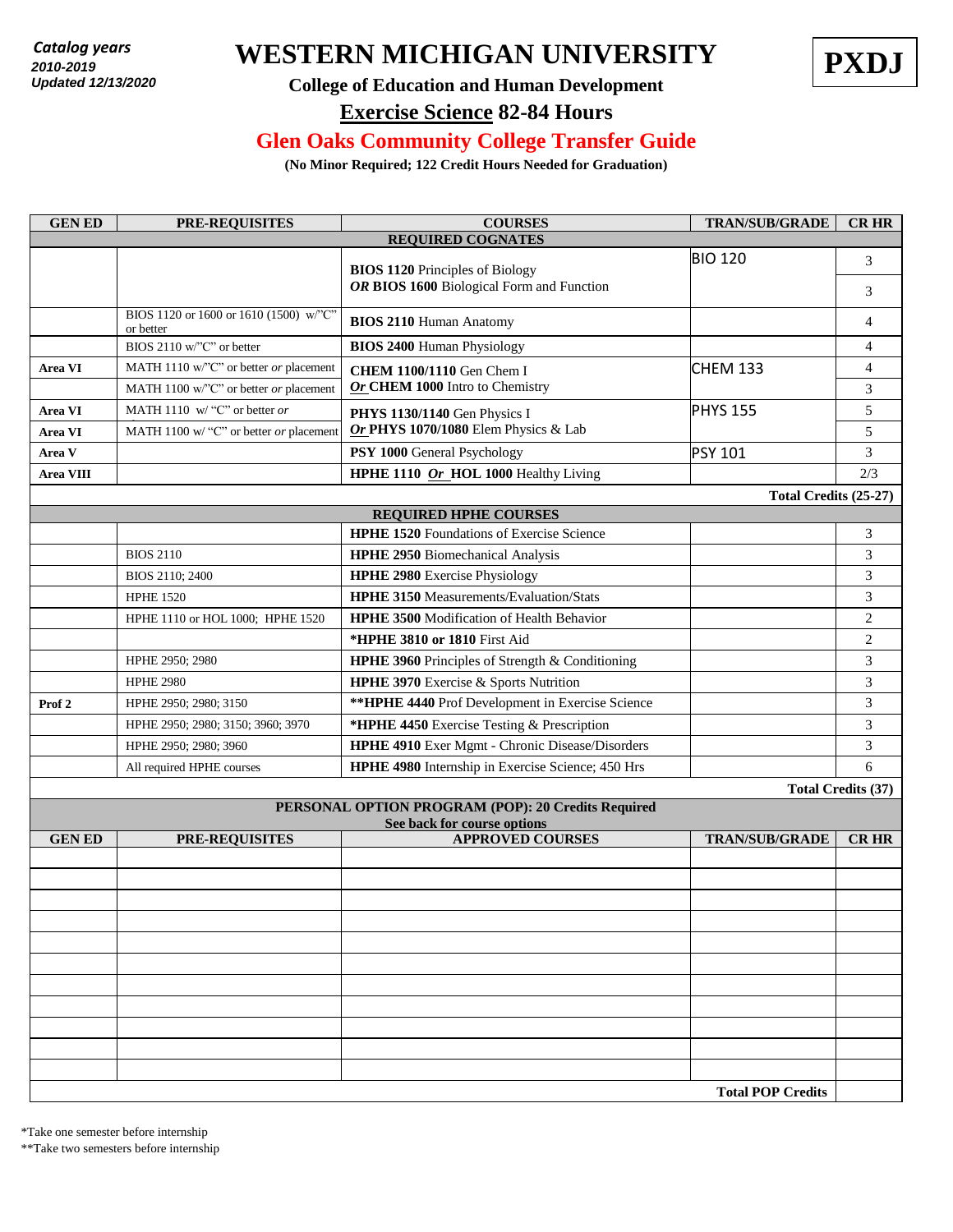*Catalog years 2010-2019*
*Updated 12/13/2020*

# WESTERN MICHIGAN UNIVERSITY

**PXDJ**

## College of Education and Human Development

## Exercise Science 82-84 Hours

## Glen Oaks Community College Transfer Guide

**(No Minor Required; 122 Credit Hours Needed for Graduation)**

| GEN ED | PRE-REQUISITES | COURSES | TRAN/SUB/GRADE | CR HR |
|---|---|---|---|---|
| **REQUIRED COGNATES** | | | | |
| | | **BIOS 1120** Principles of Biology | BIO 120 | 3 |
| | | ***OR* BIOS 1600** Biological Form and Function | | 3 |
| | BIOS 1120 or 1600 or 1610 (1500) w/"C" or better | **BIOS 2110** Human Anatomy | | 4 |
| | BIOS 2110 w/"C" or better | **BIOS 2400** Human Physiology | | 4 |
| **Area VI** | MATH 1110 w/"C" or better *or* placement | **CHEM 1100/1110** Gen Chem I | CHEM 133 | 4 |
| | MATH 1100 w/"C" or better *or* placement | ***Or* CHEM 1000** Intro to Chemistry | | 3 |
| **Area VI** | MATH 1110 w/ "C" or better *or* | **PHYS 1130/1140** Gen Physics I | PHYS 155 | 5 |
| **Area VI** | MATH 1100 w/ "C" or better *or* placement | ***Or* PHYS 1070/1080** Elem Physics & Lab | | 5 |
| **Area V** | | **PSY 1000** General Psychology | PSY 101 | 3 |
| **Area VIII** | | **HPHE 1110 *Or* HOL 1000** Healthy Living | | 2/3 |
| | | | | **Total Credits (25-27)** |
| **REQUIRED HPHE COURSES** | | | | |
| | | **HPHE 1520** Foundations of Exercise Science | | 3 |
| | BIOS 2110 | **HPHE 2950** Biomechanical Analysis | | 3 |
| | BIOS 2110; 2400 | **HPHE 2980** Exercise Physiology | | 3 |
| | HPHE 1520 | **HPHE 3150** Measurements/Evaluation/Stats | | 3 |
| | HPHE 1110 or HOL 1000; HPHE 1520 | **HPHE 3500** Modification of Health Behavior | | 2 |
| | | **\*HPHE 3810 or 1810** First Aid | | 2 |
| | HPHE 2950; 2980 | **HPHE 3960** Principles of Strength & Conditioning | | 3 |
| | HPHE 2980 | **HPHE 3970** Exercise & Sports Nutrition | | 3 |
| **Prof 2** | HPHE 2950; 2980; 3150 | **\*\*HPHE 4440** Prof Development in Exercise Science | | 3 |
| | HPHE 2950; 2980; 3150; 3960; 3970 | **\*HPHE 4450** Exercise Testing & Prescription | | 3 |
| | HPHE 2950; 2980; 3960 | **HPHE 4910** Exer Mgmt - Chronic Disease/Disorders | | 3 |
| | All required HPHE courses | **HPHE 4980** Internship in Exercise Science; 450 Hrs | | 6 |
| | | | | **Total Credits (37)** |
| **PERSONAL OPTION PROGRAM (POP): 20 Credits Required** See back for course options | | | | |
| **GEN ED** | **PRE-REQUISITES** | **APPROVED COURSES** | **TRAN/SUB/GRADE** | **CR HR** |
| | | | | |
| | | | | |
| | | | | |
| | | | | |
| | | | | |
| | | | | |
| | | | | |
| | | | | |
| | | | | |
| | | | | |
| | | | | |
| | | | **Total POP Credits** | |

\*Take one semester before internship

\*\*Take two semesters before internship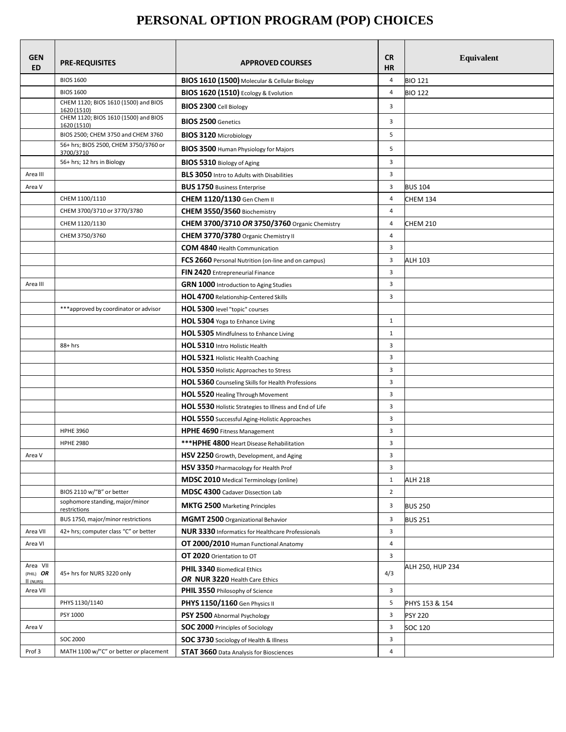# PERSONAL OPTION PROGRAM (POP) CHOICES

| GEN ED | PRE-REQUISITES | APPROVED COURSES | CR HR | Equivalent |
|---|---|---|---|---|
| | BIOS 1600 | **BIOS 1610 (1500)** Molecular & Cellular Biology | 4 | BIO 121 |
| | BIOS 1600 | **BIOS 1620 (1510)** Ecology & Evolution | 4 | BIO 122 |
| | CHEM 1120; BIOS 1610 (1500) and BIOS 1620 (1510) | **BIOS 2300** Cell Biology | 3 | |
| | CHEM 1120; BIOS 1610 (1500) and BIOS 1620 (1510) | **BIOS 2500** Genetics | 3 | |
| | BIOS 2500; CHEM 3750 and CHEM 3760 | **BIOS 3120** Microbiology | 5 | |
| | 56+ hrs; BIOS 2500, CHEM 3750/3760 or 3700/3710 | **BIOS 3500** Human Physiology for Majors | 5 | |
| | 56+ hrs; 12 hrs in Biology | **BIOS 5310** Biology of Aging | 3 | |
| Area III | | **BLS 3050** Intro to Adults with Disabilities | 3 | |
| Area V | | **BUS 1750** Business Enterprise | 3 | BUS 104 |
| | CHEM 1100/1110 | **CHEM 1120/1130** Gen Chem II | 4 | CHEM 134 |
| | CHEM 3700/3710 or 3770/3780 | **CHEM 3550/3560** Biochemistry | 4 | |
| | CHEM 1120/1130 | **CHEM 3700/3710** ***OR*** **3750/3760** Organic Chemistry | 4 | CHEM 210 |
| | CHEM 3750/3760 | **CHEM 3770/3780** Organic Chemistry II | 4 | |
| | | **COM 4840** Health Communication | 3 | |
| | | **FCS 2660** Personal Nutrition (on-line and on campus) | 3 | ALH 103 |
| | | **FIN 2420** Entrepreneurial Finance | 3 | |
| Area III | | **GRN 1000** Introduction to Aging Studies | 3 | |
| | | **HOL 4700** Relationship-Centered Skills | 3 | |
| | ***approved by coordinator or advisor | **HOL 5300** level "topic" courses | | |
| | | **HOL 5304** Yoga to Enhance Living | 1 | |
| | | **HOL 5305** Mindfulness to Enhance Living | 1 | |
| | 88+ hrs | **HOL 5310** Intro Holistic Health | 3 | |
| | | **HOL 5321** Holistic Health Coaching | 3 | |
| | | **HOL 5350** Holistic Approaches to Stress | 3 | |
| | | **HOL 5360** Counseling Skills for Health Professions | 3 | |
| | | **HOL 5520** Healing Through Movement | 3 | |
| | | **HOL 5530** Holistic Strategies to Illness and End of Life | 3 | |
| | | **HOL 5550** Successful Aging-Holistic Approaches | 3 | |
| | HPHE 3960 | **HPHE 4690** Fitness Management | 3 | |
| | HPHE 2980 | *****HPHE 4800** Heart Disease Rehabilitation | 3 | |
| Area V | | **HSV 2250** Growth, Development, and Aging | 3 | |
| | | **HSV 3350** Pharmacology for Health Prof | 3 | |
| | | **MDSC 2010** Medical Terminology (online) | 1 | ALH 218 |
| | BIOS 2110 w/"B" or better | **MDSC 4300** Cadaver Dissection Lab | 2 | |
| | sophomore standing, major/minor restrictions | **MKTG 2500** Marketing Principles | 3 | BUS 250 |
| | BUS 1750, major/minor restrictions | **MGMT 2500** Organizational Behavior | 3 | BUS 251 |
| Area VII | 42+ hrs; computer class "C" or better | **NUR 3330** Informatics for Healthcare Professionals | 3 | |
| Area VI | | **OT 2000/2010** Human Functional Anatomy | 4 | |
| | | **OT 2020** Orientation to OT | 3 | |
| Area VII (PHIL) ***OR*** II (NURS) | 45+ hrs for NURS 3220 only | **PHIL 3340** Biomedical Ethics ***OR*** **NUR 3220** Health Care Ethics | 4/3 | ALH 250, HUP 234 |
| Area VII | | **PHIL 3550** Philosophy of Science | 3 | |
| | PHYS 1130/1140 | **PHYS 1150/1160** Gen Physics II | 5 | PHYS 153 & 154 |
| | PSY 1000 | **PSY 2500** Abnormal Psychology | 3 | PSY 220 |
| Area V | | **SOC 2000** Principles of Sociology | 3 | SOC 120 |
| | SOC 2000 | **SOC 3730** Sociology of Health & Illness | 3 | |
| Prof 3 | MATH 1100 w/"C" or better *or* placement | **STAT 3660** Data Analysis for Biosciences | 4 | |